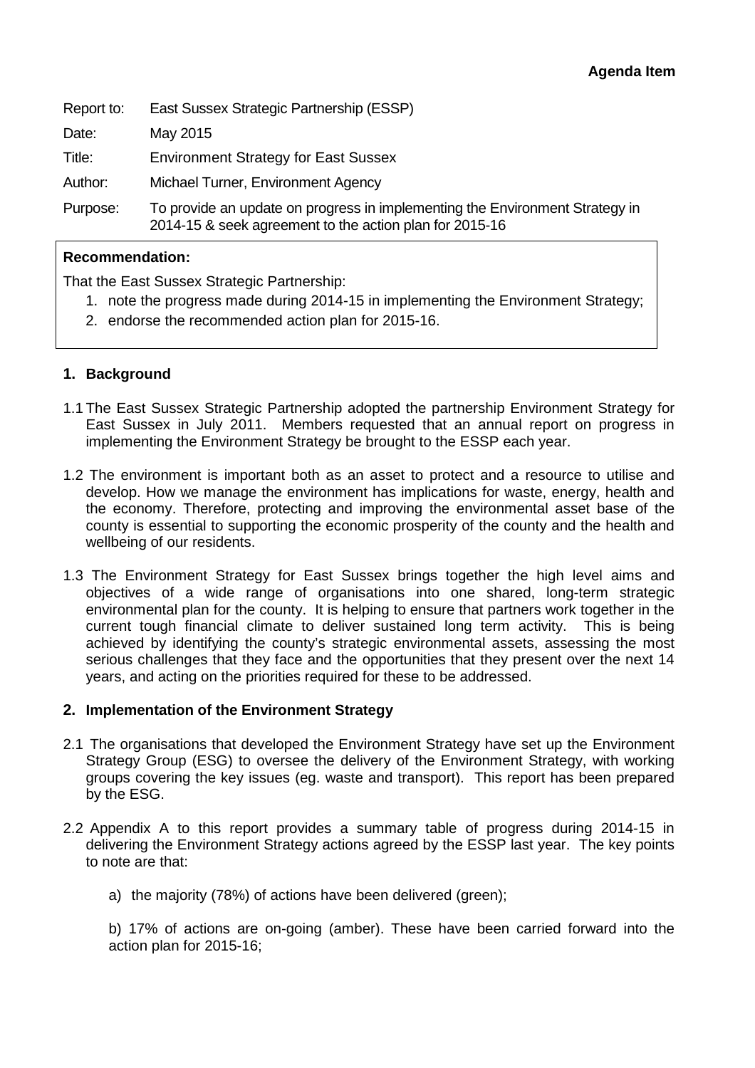**Agenda Item**

| | |
|---|---|
| Report to: | East Sussex Strategic Partnership (ESSP) |
| Date: | May 2015 |
| Title: | Environment Strategy for East Sussex |
| Author: | Michael Turner, Environment Agency |
| Purpose: | To provide an update on progress in implementing the Environment Strategy in 2014-15 & seek agreement to the action plan for 2015-16 |

**Recommendation:**

That the East Sussex Strategic Partnership:

1. note the progress made during 2014-15 in implementing the Environment Strategy;
2. endorse the recommended action plan for 2015-16.

## 1. Background

1.1 The East Sussex Strategic Partnership adopted the partnership Environment Strategy for East Sussex in July 2011. Members requested that an annual report on progress in implementing the Environment Strategy be brought to the ESSP each year.

1.2 The environment is important both as an asset to protect and a resource to utilise and develop. How we manage the environment has implications for waste, energy, health and the economy. Therefore, protecting and improving the environmental asset base of the county is essential to supporting the economic prosperity of the county and the health and wellbeing of our residents.

1.3 The Environment Strategy for East Sussex brings together the high level aims and objectives of a wide range of organisations into one shared, long-term strategic environmental plan for the county. It is helping to ensure that partners work together in the current tough financial climate to deliver sustained long term activity. This is being achieved by identifying the county's strategic environmental assets, assessing the most serious challenges that they face and the opportunities that they present over the next 14 years, and acting on the priorities required for these to be addressed.

## 2. Implementation of the Environment Strategy

2.1 The organisations that developed the Environment Strategy have set up the Environment Strategy Group (ESG) to oversee the delivery of the Environment Strategy, with working groups covering the key issues (eg. waste and transport). This report has been prepared by the ESG.

2.2 Appendix A to this report provides a summary table of progress during 2014-15 in delivering the Environment Strategy actions agreed by the ESSP last year. The key points to note are that:

a) the majority (78%) of actions have been delivered (green);

b) 17% of actions are on-going (amber). These have been carried forward into the action plan for 2015-16;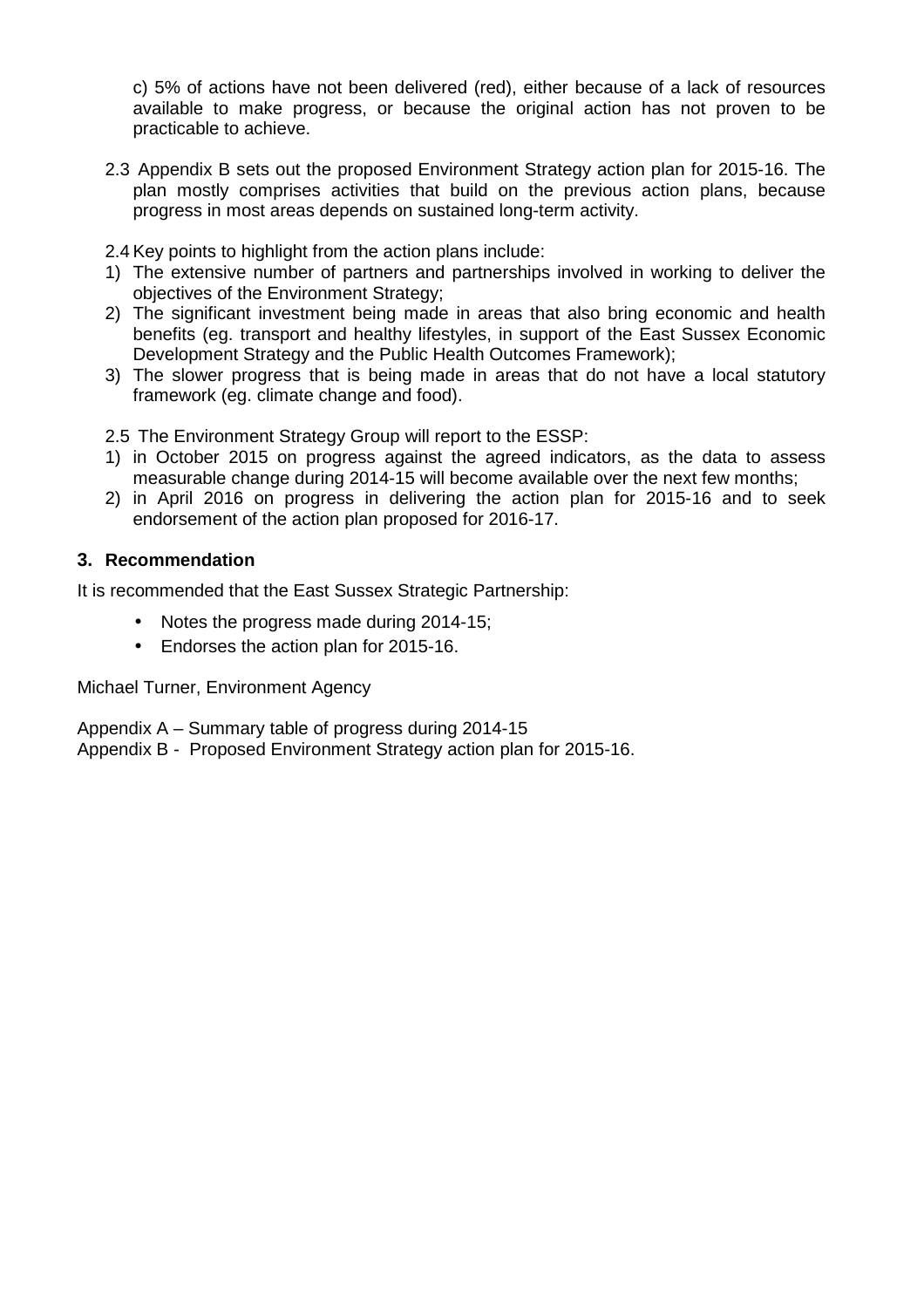c) 5% of actions have not been delivered (red), either because of a lack of resources available to make progress, or because the original action has not proven to be practicable to achieve.

2.3 Appendix B sets out the proposed Environment Strategy action plan for 2015-16. The plan mostly comprises activities that build on the previous action plans, because progress in most areas depends on sustained long-term activity.

2.4 Key points to highlight from the action plans include:

1) The extensive number of partners and partnerships involved in working to deliver the objectives of the Environment Strategy;
2) The significant investment being made in areas that also bring economic and health benefits (eg. transport and healthy lifestyles, in support of the East Sussex Economic Development Strategy and the Public Health Outcomes Framework);
3) The slower progress that is being made in areas that do not have a local statutory framework (eg. climate change and food).

2.5 The Environment Strategy Group will report to the ESSP:

1) in October 2015 on progress against the agreed indicators, as the data to assess measurable change during 2014-15 will become available over the next few months;
2) in April 2016 on progress in delivering the action plan for 2015-16 and to seek endorsement of the action plan proposed for 2016-17.

### 3. Recommendation

It is recommended that the East Sussex Strategic Partnership:

- Notes the progress made during 2014-15;
- Endorses the action plan for 2015-16.

Michael Turner, Environment Agency

Appendix A – Summary table of progress during 2014-15
Appendix B - Proposed Environment Strategy action plan for 2015-16.